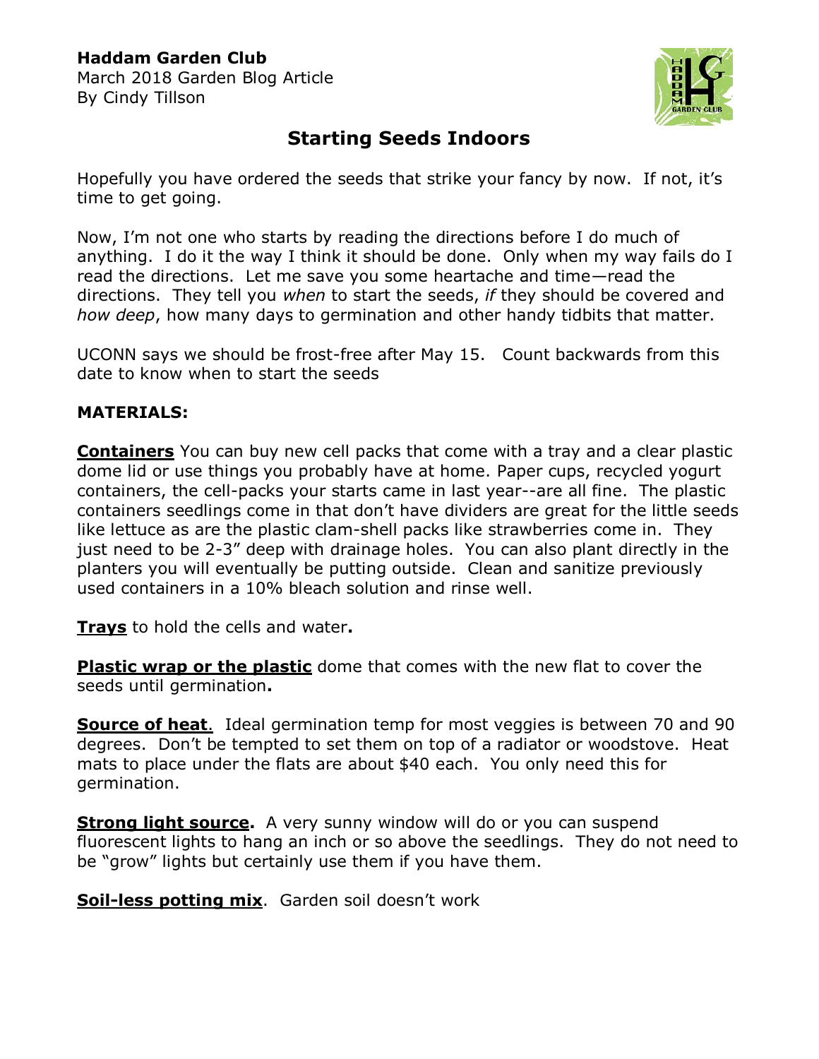**Haddam Garden Club**
March 2018 Garden Blog Article
By Cindy Tillson

# Starting Seeds Indoors

Hopefully you have ordered the seeds that strike your fancy by now. If not, it's time to get going.

Now, I'm not one who starts by reading the directions before I do much of anything. I do it the way I think it should be done. Only when my way fails do I read the directions. Let me save you some heartache and time—read the directions. They tell you *when* to start the seeds, *if* they should be covered and *how deep*, how many days to germination and other handy tidbits that matter.

UCONN says we should be frost-free after May 15. Count backwards from this date to know when to start the seeds

**MATERIALS:**

**Containers** You can buy new cell packs that come with a tray and a clear plastic dome lid or use things you probably have at home. Paper cups, recycled yogurt containers, the cell-packs your starts came in last year--are all fine. The plastic containers seedlings come in that don't have dividers are great for the little seeds like lettuce as are the plastic clam-shell packs like strawberries come in. They just need to be 2-3" deep with drainage holes. You can also plant directly in the planters you will eventually be putting outside. Clean and sanitize previously used containers in a 10% bleach solution and rinse well.

**Trays** to hold the cells and water**.**

**Plastic wrap or the plastic** dome that comes with the new flat to cover the seeds until germination**.**

**Source of heat**. Ideal germination temp for most veggies is between 70 and 90 degrees. Don't be tempted to set them on top of a radiator or woodstove. Heat mats to place under the flats are about $40 each. You only need this for germination.

**Strong light source.** A very sunny window will do or you can suspend fluorescent lights to hang an inch or so above the seedlings. They do not need to be "grow" lights but certainly use them if you have them.

**Soil-less potting mix**. Garden soil doesn't work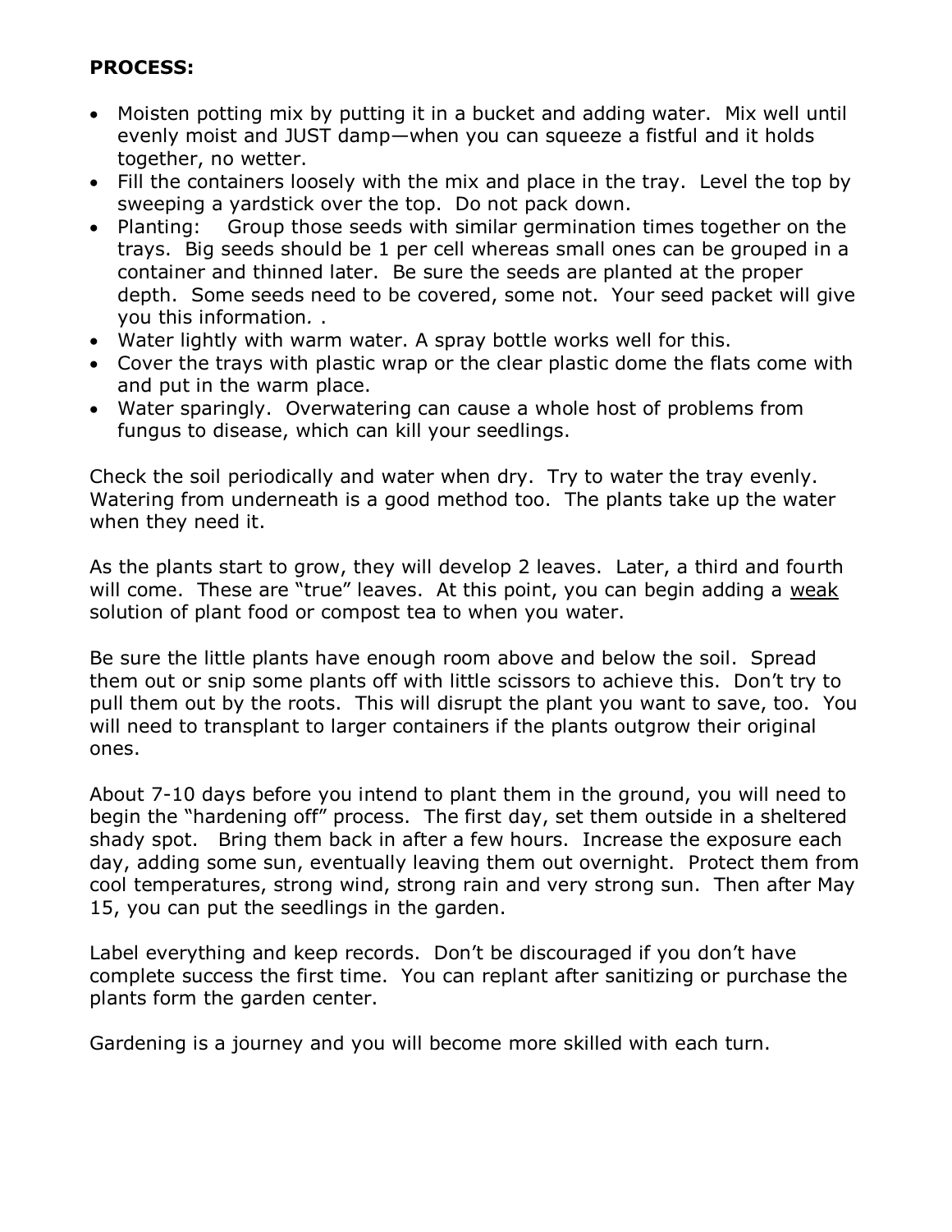**PROCESS:**

- Moisten potting mix by putting it in a bucket and adding water. Mix well until evenly moist and JUST damp—when you can squeeze a fistful and it holds together, no wetter.
- Fill the containers loosely with the mix and place in the tray. Level the top by sweeping a yardstick over the top. Do not pack down.
- Planting: Group those seeds with similar germination times together on the trays. Big seeds should be 1 per cell whereas small ones can be grouped in a container and thinned later. Be sure the seeds are planted at the proper depth. Some seeds need to be covered, some not. Your seed packet will give you this information. .
- Water lightly with warm water. A spray bottle works well for this.
- Cover the trays with plastic wrap or the clear plastic dome the flats come with and put in the warm place.
- Water sparingly. Overwatering can cause a whole host of problems from fungus to disease, which can kill your seedlings.

Check the soil periodically and water when dry. Try to water the tray evenly. Watering from underneath is a good method too. The plants take up the water when they need it.

As the plants start to grow, they will develop 2 leaves. Later, a third and fourth will come. These are "true" leaves. At this point, you can begin adding a <u>weak</u> solution of plant food or compost tea to when you water.

Be sure the little plants have enough room above and below the soil. Spread them out or snip some plants off with little scissors to achieve this. Don't try to pull them out by the roots. This will disrupt the plant you want to save, too. You will need to transplant to larger containers if the plants outgrow their original ones.

About 7-10 days before you intend to plant them in the ground, you will need to begin the "hardening off" process. The first day, set them outside in a sheltered shady spot. Bring them back in after a few hours. Increase the exposure each day, adding some sun, eventually leaving them out overnight. Protect them from cool temperatures, strong wind, strong rain and very strong sun. Then after May 15, you can put the seedlings in the garden.

Label everything and keep records. Don't be discouraged if you don't have complete success the first time. You can replant after sanitizing or purchase the plants form the garden center.

Gardening is a journey and you will become more skilled with each turn.